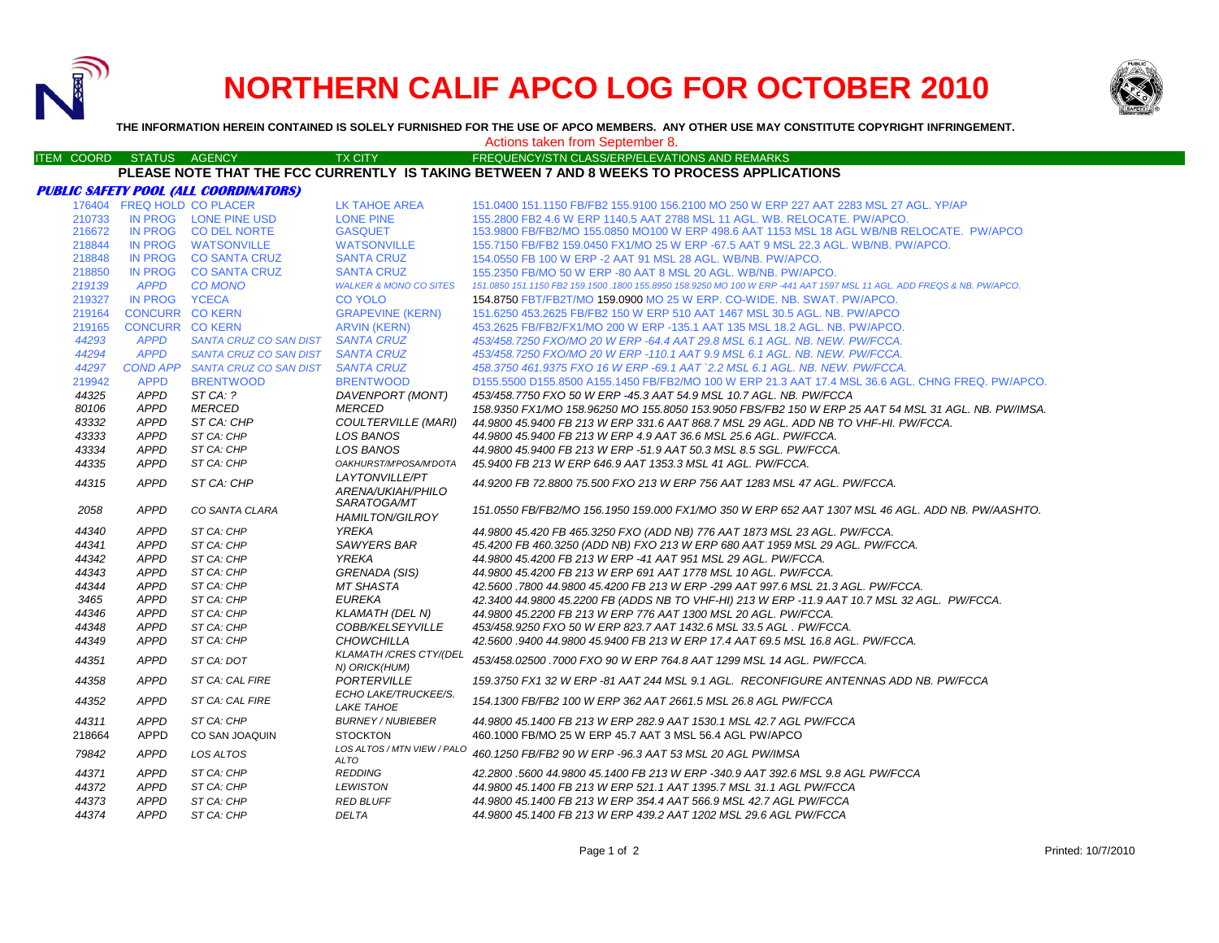# NORTHERN CALIF APCO LOG FOR OCTOBER 2010

**THE INFORMATION HEREIN CONTAINED IS SOLELY FURNISHED FOR THE USE OF APCO MEMBERS. ANY OTHER USE MAY CONSTITUTE COPYRIGHT INFRINGEMENT.**

Actions taken from September 8.

**PLEASE NOTE THAT THE FCC CURRENTLY IS TAKING BETWEEN 7 AND 8 WEEKS TO PROCESS APPLICATIONS**

***PUBLIC SAFETY POOL (ALL COORDINATORS)***

| ITEM COORD | STATUS | AGENCY | TX CITY | FREQUENCY/STN CLASS/ERP/ELEVATIONS AND REMARKS |
|---|---|---|---|---|
| 176404 | FREQ HOLD | CO PLACER | LK TAHOE AREA | 151.0400 151.1150 FB/FB2 155.9100 156.2100 MO 250 W ERP 227 AAT 2283 MSL 27 AGL. YP/AP |
| 210733 | IN PROG | LONE PINE USD | LONE PINE | 155.2800 FB2 4.6 W ERP 1140.5 AAT 2788 MSL 11 AGL. WB. RELOCATE. PW/APCO. |
| 216672 | IN PROG | CO DEL NORTE | GASQUET | 153.9800 FB/FB2/MO 155.0850 MO100 W ERP 498.6 AAT 1153 MSL 18 AGL WB/NB RELOCATE. PW/APCO |
| 218844 | IN PROG | WATSONVILLE | WATSONVILLE | 155.7150 FB/FB2 159.0450 FX1/MO 25 W ERP -67.5 AAT 9 MSL 22.3 AGL. WB/NB. PW/APCO. |
| 218848 | IN PROG | CO SANTA CRUZ | SANTA CRUZ | 154.0550 FB 100 W ERP -2 AAT 91 MSL 28 AGL. WB/NB. PW/APCO. |
| 218850 | IN PROG | CO SANTA CRUZ | SANTA CRUZ | 155.2350 FB/MO 50 W ERP -80 AAT 8 MSL 20 AGL. WB/NB. PW/APCO. |
| 219139 | APPD | CO MONO | WALKER & MONO CO SITES | 151.0850 151.1150 FB2 159.1500 .1800 155.8950 158.9250 MO 100 W ERP -441 AAT 1597 MSL 11 AGL. ADD FREQS & NB. PW/APCO. |
| 219327 | IN PROG | YCECA | CO YOLO | 154.8750 FBT/FB2T/MO 159.0900 MO 25 W ERP. CO-WIDE. NB. SWAT. PW/APCO. |
| 219164 | CONCURR | CO KERN | GRAPEVINE (KERN) | 151.6250 453.2625 FB/FB2 150 W ERP 510 AAT 1467 MSL 30.5 AGL. NB. PW/APCO |
| 219165 | CONCURR | CO KERN | ARVIN (KERN) | 453.2625 FB/FB2/FX1/MO 200 W ERP -135.1 AAT 135 MSL 18.2 AGL. NB. PW/APCO. |
| 44293 | APPD | SANTA CRUZ CO SAN DIST | SANTA CRUZ | 453/458.7250 FXO/MO 20 W ERP -64.4 AAT 29.8 MSL 6.1 AGL. NB. NEW. PW/FCCA. |
| 44294 | APPD | SANTA CRUZ CO SAN DIST | SANTA CRUZ | 453/458.7250 FXO/MO 20 W ERP -110.1 AAT 9.9 MSL 6.1 AGL. NB. NEW. PW/FCCA. |
| 44297 | COND APP | SANTA CRUZ CO SAN DIST | SANTA CRUZ | 458.3750 461.9375 FXO 16 W ERP -69.1 AAT `2.2 MSL 6.1 AGL. NB. NEW. PW/FCCA. |
| 219942 | APPD | BRENTWOOD | BRENTWOOD | D155.5500 D155.8500 A155.1450 FB/FB2/MO 100 W ERP 21.3 AAT 17.4 MSL 36.6 AGL. CHNG FREQ. PW/APCO. |
| 44325 | APPD | ST CA: ? | DAVENPORT (MONT) | 453/458.7750 FXO 50 W ERP -45.3 AAT 54.9 MSL 10.7 AGL. NB. PW/FCCA |
| 80106 | APPD | MERCED | MERCED | 158.9350 FX1/MO 158.96250 MO 155.8050 153.9050 FBS/FB2 150 W ERP 25 AAT 54 MSL 31 AGL. NB. PW/IMSA. |
| 43332 | APPD | ST CA: CHP | COULTERVILLE (MARI) | 44.9800 45.9400 FB 213 W ERP 331.6 AAT 868.7 MSL 29 AGL. ADD NB TO VHF-HI. PW/FCCA. |
| 43333 | APPD | ST CA: CHP | LOS BANOS | 44.9800 45.9400 FB 213 W ERP 4.9 AAT 36.6 MSL 25.6 AGL. PW/FCCA. |
| 43334 | APPD | ST CA: CHP | LOS BANOS | 44.9800 45.9400 FB 213 W ERP -51.9 AAT 50.3 MSL 8.5 SGL. PW/FCCA. |
| 44335 | APPD | ST CA: CHP | OAKHURST/M'POSA/M'DOTA | 45.9400 FB 213 W ERP 646.9 AAT 1353.3 MSL 41 AGL. PW/FCCA. |
| 44315 | APPD | ST CA: CHP | LAYTONVILLE/PT ARENA/UKIAH/PHILO | 44.9200 FB 72.8800 75.500 FXO 213 W ERP 756 AAT 1283 MSL 47 AGL. PW/FCCA. |
| 2058 | APPD | CO SANTA CLARA | SARATOGA/MT HAMILTON/GILROY | 151.0550 FB/FB2/MO 156.1950 159.000 FX1/MO 350 W ERP 652 AAT 1307 MSL 46 AGL. ADD NB. PW/AASHTO. |
| 44340 | APPD | ST CA: CHP | YREKA | 44.9800 45.420 FB 465.3250 FXO (ADD NB) 776 AAT 1873 MSL 23 AGL. PW/FCCA. |
| 44341 | APPD | ST CA: CHP | SAWYERS BAR | 45.4200 FB 460.3250 (ADD NB) FXO 213 W ERP 680 AAT 1959 MSL 29 AGL. PW/FCCA. |
| 44342 | APPD | ST CA: CHP | YREKA | 44.9800 45.4200 FB 213 W ERP -41 AAT 951 MSL 29 AGL. PW/FCCA. |
| 44343 | APPD | ST CA: CHP | GRENADA (SIS) | 44.9800 45.4200 FB 213 W ERP 691 AAT 1778 MSL 10 AGL. PW/FCCA. |
| 44344 | APPD | ST CA: CHP | MT SHASTA | 42.5600 .7800 44.9800 45.4200 FB 213 W ERP -299 AAT 997.6 MSL 21.3 AGL. PW/FCCA. |
| 3465 | APPD | ST CA: CHP | EUREKA | 42.3400 44.9800 45.2200 FB (ADDS NB TO VHF-HI) 213 W ERP -11.9 AAT 10.7 MSL 32 AGL. PW/FCCA. |
| 44346 | APPD | ST CA: CHP | KLAMATH (DEL N) | 44.9800 45.2200 FB 213 W ERP 776 AAT 1300 MSL 20 AGL. PW/FCCA. |
| 44348 | APPD | ST CA: CHP | COBB/KELSEYVILLE | 453/458.9250 FXO 50 W ERP 823.7 AAT 1432.6 MSL 33.5 AGL . PW/FCCA. |
| 44349 | APPD | ST CA: CHP | CHOWCHILLA | 42.5600 .9400 44.9800 45.9400 FB 213 W ERP 17.4 AAT 69.5 MSL 16.8 AGL. PW/FCCA. |
| 44351 | APPD | ST CA: DOT | KLAMATH /CRES CTY/(DEL N) ORICK(HUM) | 453/458.02500 .7000 FXO 90 W ERP 764.8 AAT 1299 MSL 14 AGL. PW/FCCA. |
| 44358 | APPD | ST CA: CAL FIRE | PORTERVILLE | 159.3750 FX1 32 W ERP -81 AAT 244 MSL 9.1 AGL. RECONFIGURE ANTENNAS ADD NB. PW/FCCA |
| 44352 | APPD | ST CA: CAL FIRE | ECHO LAKE/TRUCKEE/S. LAKE TAHOE | 154.1300 FB/FB2 100 W ERP 362 AAT 2661.5 MSL 26.8 AGL PW/FCCA |
| 44311 | APPD | ST CA: CHP | BURNEY / NUBIEBER | 44.9800 45.1400 FB 213 W ERP 282.9 AAT 1530.1 MSL 42.7 AGL PW/FCCA |
| 218664 | APPD | CO SAN JOAQUIN | STOCKTON | 460.1000 FB/MO 25 W ERP 45.7 AAT 3 MSL 56.4 AGL PW/APCO |
| 79842 | APPD | LOS ALTOS | LOS ALTOS / MTN VIEW / PALO ALTO | 460.1250 FB/FB2 90 W ERP -96.3 AAT 53 MSL 20 AGL PW/IMSA |
| 44371 | APPD | ST CA: CHP | REDDING | 42.2800 .5600 44.9800 45.1400 FB 213 W ERP -340.9 AAT 392.6 MSL 9.8 AGL PW/FCCA |
| 44372 | APPD | ST CA: CHP | LEWISTON | 44.9800 45.1400 FB 213 W ERP 521.1 AAT 1395.7 MSL 31.1 AGL PW/FCCA |
| 44373 | APPD | ST CA: CHP | RED BLUFF | 44.9800 45.1400 FB 213 W ERP 354.4 AAT 566.9 MSL 42.7 AGL PW/FCCA |
| 44374 | APPD | ST CA: CHP | DELTA | 44.9800 45.1400 FB 213 W ERP 439.2 AAT 1202 MSL 29.6 AGL PW/FCCA |

Printed: 10/7/2010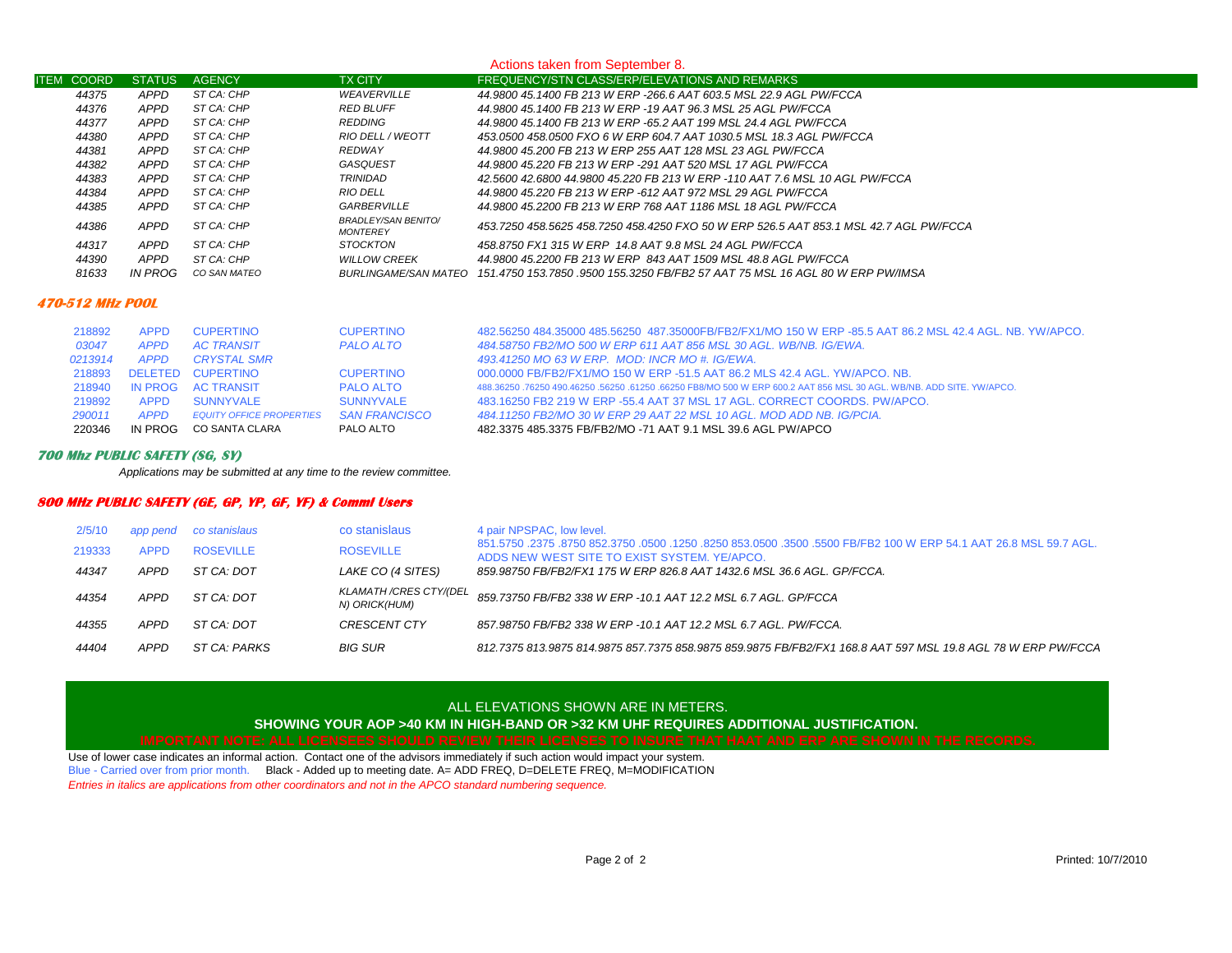Actions taken from September 8.

| ITEM COORD | STATUS | AGENCY | TX CITY | FREQUENCY/STN CLASS/ERP/ELEVATIONS AND REMARKS |
|---|---|---|---|---|
| 44375 | APPD | ST CA: CHP | WEAVERVILLE | 44.9800 45.1400 FB 213 W ERP -266.6 AAT 603.5 MSL 22.9 AGL PW/FCCA |
| 44376 | APPD | ST CA: CHP | RED BLUFF | 44.9800 45.1400 FB 213 W ERP -19 AAT 96.3 MSL 25 AGL PW/FCCA |
| 44377 | APPD | ST CA: CHP | REDDING | 44.9800 45.1400 FB 213 W ERP -65.2 AAT 199 MSL 24.4 AGL PW/FCCA |
| 44380 | APPD | ST CA: CHP | RIO DELL / WEOTT | 453.0500 458.0500 FXO 6 W ERP 604.7 AAT 1030.5 MSL 18.3 AGL PW/FCCA |
| 44381 | APPD | ST CA: CHP | REDWAY | 44.9800 45.200 FB 213 W ERP 255 AAT 128 MSL 23 AGL PW/FCCA |
| 44382 | APPD | ST CA: CHP | GASQUEST | 44.9800 45.220 FB 213 W ERP -291 AAT 520 MSL 17 AGL PW/FCCA |
| 44383 | APPD | ST CA: CHP | TRINIDAD | 42.5600 42.6800 44.9800 45.220 FB 213 W ERP -110 AAT 7.6 MSL 10 AGL PW/FCCA |
| 44384 | APPD | ST CA: CHP | RIO DELL | 44.9800 45.220 FB 213 W ERP -612 AAT 972 MSL 29 AGL PW/FCCA |
| 44385 | APPD | ST CA: CHP | GARBERVILLE | 44.9800 45.2200 FB 213 W ERP 768 AAT 1186 MSL 18 AGL PW/FCCA |
| 44386 | APPD | ST CA: CHP | BRADLEY/SAN BENITO/ MONTEREY | 453.7250 458.5625 458.7250 458.4250 FXO 50 W ERP 526.5 AAT 853.1 MSL 42.7 AGL PW/FCCA |
| 44317 | APPD | ST CA: CHP | STOCKTON | 458.8750 FX1 315 W ERP 14.8 AAT 9.8 MSL 24 AGL PW/FCCA |
| 44390 | APPD | ST CA: CHP | WILLOW CREEK | 44.9800 45.2200 FB 213 W ERP 843 AAT 1509 MSL 48.8 AGL PW/FCCA |
| 81633 | IN PROG | CO SAN MATEO | BURLINGAME/SAN MATEO | 151.4750 153.7850 .9500 155.3250 FB/FB2 57 AAT 75 MSL 16 AGL 80 W ERP PW/IMSA |

### 470-512 MHz POOL

| | | | | |
|---|---|---|---|---|
| 218892 | APPD | CUPERTINO | CUPERTINO | 482.56250 484.35000 485.56250 487.35000FB/FB2/FX1/MO 150 W ERP -85.5 AAT 86.2 MSL 42.4 AGL. NB. YW/APCO. |
| 03047 | APPD | AC TRANSIT | PALO ALTO | 484.58750 FB2/MO 500 W ERP 611 AAT 856 MSL 30 AGL. WB/NB. IG/EWA. |
| 0213914 | APPD | CRYSTAL SMR | | 493.41250 MO 63 W ERP. MOD: INCR MO #. IG/EWA. |
| 218893 | DELETED | CUPERTINO | CUPERTINO | 000.0000 FB/FB2/FX1/MO 150 W ERP -51.5 AAT 86.2 MLS 42.4 AGL. YW/APCO. NB. |
| 218940 | IN PROG | AC TRANSIT | PALO ALTO | 488.36250 .76250 490.46250 .56250 .61250 .66250 FB8/MO 500 W ERP 600.2 AAT 856 MSL 30 AGL. WB/NB. ADD SITE. YW/APCO. |
| 219892 | APPD | SUNNYVALE | SUNNYVALE | 483.16250 FB2 219 W ERP -55.4 AAT 37 MSL 17 AGL. CORRECT COORDS. PW/APCO. |
| 290011 | APPD | EQUITY OFFICE PROPERTIES | SAN FRANCISCO | 484.11250 FB2/MO 30 W ERP 29 AAT 22 MSL 10 AGL. MOD ADD NB. IG/PCIA. |
| 220346 | IN PROG | CO SANTA CLARA | PALO ALTO | 482.3375 485.3375 FB/FB2/MO -71 AAT 9.1 MSL 39.6 AGL PW/APCO |

### 700 Mhz PUBLIC SAFETY (SG, SY)

Applications may be submitted at any time to the review committee.

### 800 MHz PUBLIC SAFETY (GE, GP, YP, GF, YF) & Comml Users

| | | | | |
|---|---|---|---|---|
| 2/5/10 | app pend | co stanislaus | co stanislaus | 4 pair NPSPAC, low level. |
| 219333 | APPD | ROSEVILLE | ROSEVILLE | 851.5750 .2375 .8750 852.3750 .0500 .1250 .8250 853.0500 .3500 .5500 FB/FB2 100 W ERP 54.1 AAT 26.8 MSL 59.7 AGL. ADDS NEW WEST SITE TO EXIST SYSTEM. YE/APCO. |
| 44347 | APPD | ST CA: DOT | LAKE CO (4 SITES) | 859.98750 FB/FB2/FX1 175 W ERP 826.8 AAT 1432.6 MSL 36.6 AGL. GP/FCCA. |
| 44354 | APPD | ST CA: DOT | KLAMATH /CRES CTY/(DEL N) ORICK(HUM) | 859.73750 FB/FB2 338 W ERP -10.1 AAT 12.2 MSL 6.7 AGL. GP/FCCA |
| 44355 | APPD | ST CA: DOT | CRESCENT CTY | 857.98750 FB/FB2 338 W ERP -10.1 AAT 12.2 MSL 6.7 AGL. PW/FCCA. |
| 44404 | APPD | ST CA: PARKS | BIG SUR | 812.7375 813.9875 814.9875 857.7375 858.9875 859.9875 FB/FB2/FX1 168.8 AAT 597 MSL 19.8 AGL 78 W ERP PW/FCCA |

ALL ELEVATIONS SHOWN ARE IN METERS.

**SHOWING YOUR AOP >40 KM IN HIGH-BAND OR >32 KM UHF REQUIRES ADDITIONAL JUSTIFICATION.**

IMPORTANT NOTE: ALL LICENSEES SHOULD REVIEW THEIR LICENSES TO INSURE THAT HAAT AND ERP ARE SHOWN IN THE RECORDS.

Use of lower case indicates an informal action. Contact one of the advisors immediately if such action would impact your system.

Blue - Carried over from prior month. Black - Added up to meeting date. A= ADD FREQ, D=DELETE FREQ, M=MODIFICATION

*Entries in italics are applications from other coordinators and not in the APCO standard numbering sequence.*

Printed: 10/7/2010